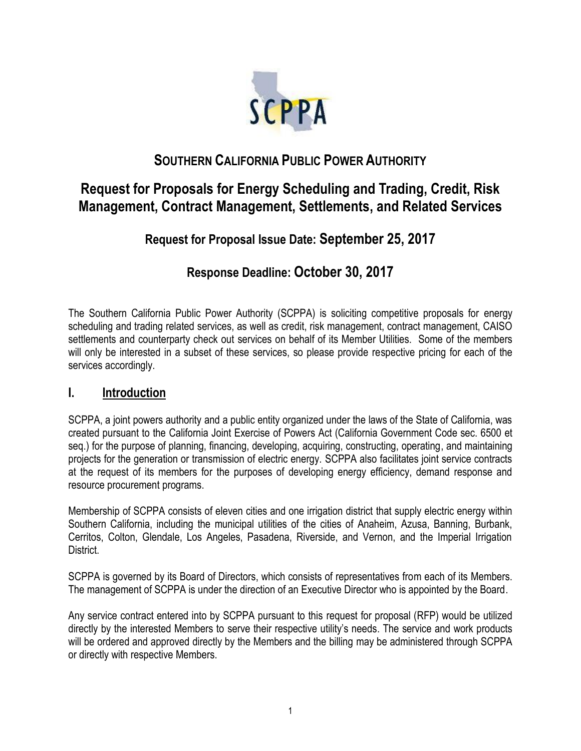# SOUTHERN CALIFORNIA PUBLIC POWER AUTHORITY

## Request for Proposals for Energy Scheduling and Trading, Credit, Risk Management, Contract Management, Settlements, and Related Services

### Request for Proposal Issue Date: September 25, 2017

### Response Deadline: October 30, 2017

The Southern California Public Power Authority (SCPPA) is soliciting competitive proposals for energy scheduling and trading related services, as well as credit, risk management, contract management, CAISO settlements and counterparty check out services on behalf of its Member Utilities. Some of the members will only be interested in a subset of these services, so please provide respective pricing for each of the services accordingly.

## I. Introduction

SCPPA, a joint powers authority and a public entity organized under the laws of the State of California, was created pursuant to the California Joint Exercise of Powers Act (California Government Code sec. 6500 et seq.) for the purpose of planning, financing, developing, acquiring, constructing, operating, and maintaining projects for the generation or transmission of electric energy. SCPPA also facilitates joint service contracts at the request of its members for the purposes of developing energy efficiency, demand response and resource procurement programs.

Membership of SCPPA consists of eleven cities and one irrigation district that supply electric energy within Southern California, including the municipal utilities of the cities of Anaheim, Azusa, Banning, Burbank, Cerritos, Colton, Glendale, Los Angeles, Pasadena, Riverside, and Vernon, and the Imperial Irrigation District.

SCPPA is governed by its Board of Directors, which consists of representatives from each of its Members. The management of SCPPA is under the direction of an Executive Director who is appointed by the Board.

Any service contract entered into by SCPPA pursuant to this request for proposal (RFP) would be utilized directly by the interested Members to serve their respective utility's needs. The service and work products will be ordered and approved directly by the Members and the billing may be administered through SCPPA or directly with respective Members.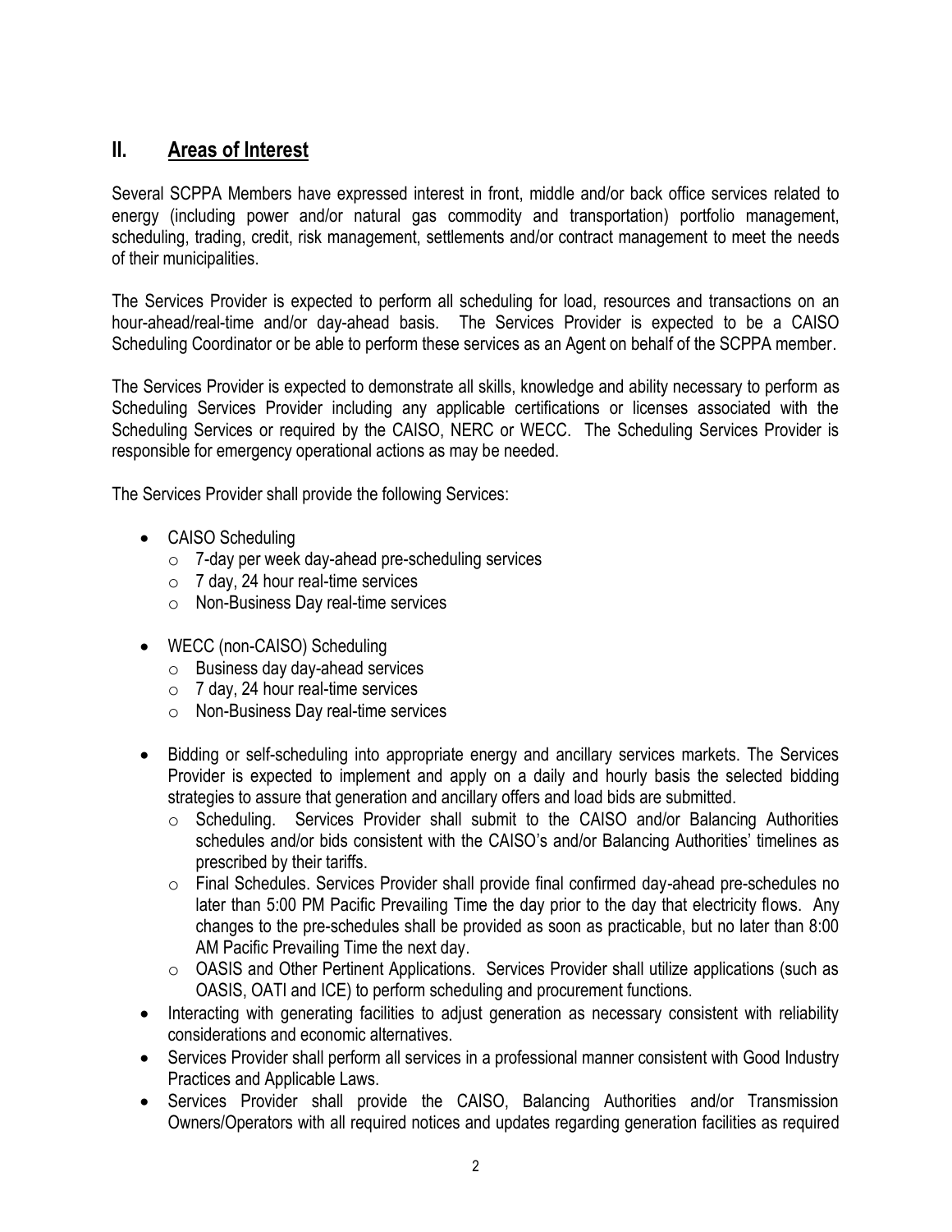## II. <u>Areas of Interest</u>

Several SCPPA Members have expressed interest in front, middle and/or back office services related to energy (including power and/or natural gas commodity and transportation) portfolio management, scheduling, trading, credit, risk management, settlements and/or contract management to meet the needs of their municipalities.

The Services Provider is expected to perform all scheduling for load, resources and transactions on an hour-ahead/real-time and/or day-ahead basis. The Services Provider is expected to be a CAISO Scheduling Coordinator or be able to perform these services as an Agent on behalf of the SCPPA member.

The Services Provider is expected to demonstrate all skills, knowledge and ability necessary to perform as Scheduling Services Provider including any applicable certifications or licenses associated with the Scheduling Services or required by the CAISO, NERC or WECC. The Scheduling Services Provider is responsible for emergency operational actions as may be needed.

The Services Provider shall provide the following Services:

- CAISO Scheduling
  - 7-day per week day-ahead pre-scheduling services
  - 7 day, 24 hour real-time services
  - Non-Business Day real-time services
- WECC (non-CAISO) Scheduling
  - Business day day-ahead services
  - 7 day, 24 hour real-time services
  - Non-Business Day real-time services
- Bidding or self-scheduling into appropriate energy and ancillary services markets. The Services Provider is expected to implement and apply on a daily and hourly basis the selected bidding strategies to assure that generation and ancillary offers and load bids are submitted.
  - Scheduling. Services Provider shall submit to the CAISO and/or Balancing Authorities schedules and/or bids consistent with the CAISO's and/or Balancing Authorities' timelines as prescribed by their tariffs.
  - Final Schedules. Services Provider shall provide final confirmed day-ahead pre-schedules no later than 5:00 PM Pacific Prevailing Time the day prior to the day that electricity flows. Any changes to the pre-schedules shall be provided as soon as practicable, but no later than 8:00 AM Pacific Prevailing Time the next day.
  - OASIS and Other Pertinent Applications. Services Provider shall utilize applications (such as OASIS, OATI and ICE) to perform scheduling and procurement functions.
- Interacting with generating facilities to adjust generation as necessary consistent with reliability considerations and economic alternatives.
- Services Provider shall perform all services in a professional manner consistent with Good Industry Practices and Applicable Laws.
- Services Provider shall provide the CAISO, Balancing Authorities and/or Transmission Owners/Operators with all required notices and updates regarding generation facilities as required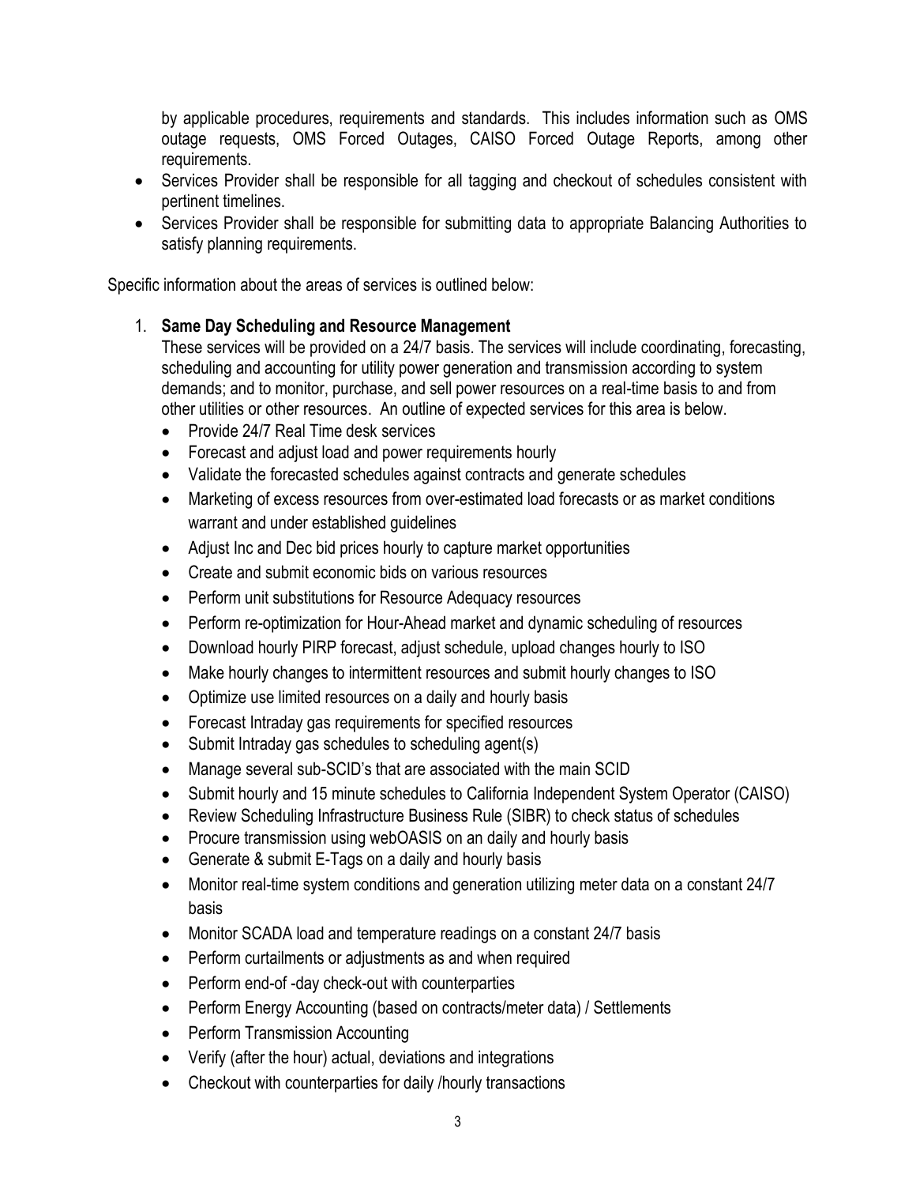by applicable procedures, requirements and standards. This includes information such as OMS outage requests, OMS Forced Outages, CAISO Forced Outage Reports, among other requirements.

- Services Provider shall be responsible for all tagging and checkout of schedules consistent with pertinent timelines.
- Services Provider shall be responsible for submitting data to appropriate Balancing Authorities to satisfy planning requirements.

Specific information about the areas of services is outlined below:

1. **Same Day Scheduling and Resource Management**

   These services will be provided on a 24/7 basis. The services will include coordinating, forecasting, scheduling and accounting for utility power generation and transmission according to system demands; and to monitor, purchase, and sell power resources on a real-time basis to and from other utilities or other resources. An outline of expected services for this area is below.

   - Provide 24/7 Real Time desk services
   - Forecast and adjust load and power requirements hourly
   - Validate the forecasted schedules against contracts and generate schedules
   - Marketing of excess resources from over-estimated load forecasts or as market conditions warrant and under established guidelines
   - Adjust Inc and Dec bid prices hourly to capture market opportunities
   - Create and submit economic bids on various resources
   - Perform unit substitutions for Resource Adequacy resources
   - Perform re-optimization for Hour-Ahead market and dynamic scheduling of resources
   - Download hourly PIRP forecast, adjust schedule, upload changes hourly to ISO
   - Make hourly changes to intermittent resources and submit hourly changes to ISO
   - Optimize use limited resources on a daily and hourly basis
   - Forecast Intraday gas requirements for specified resources
   - Submit Intraday gas schedules to scheduling agent(s)
   - Manage several sub-SCID's that are associated with the main SCID
   - Submit hourly and 15 minute schedules to California Independent System Operator (CAISO)
   - Review Scheduling Infrastructure Business Rule (SIBR) to check status of schedules
   - Procure transmission using webOASIS on an daily and hourly basis
   - Generate & submit E-Tags on a daily and hourly basis
   - Monitor real-time system conditions and generation utilizing meter data on a constant 24/7 basis
   - Monitor SCADA load and temperature readings on a constant 24/7 basis
   - Perform curtailments or adjustments as and when required
   - Perform end-of -day check-out with counterparties
   - Perform Energy Accounting (based on contracts/meter data) / Settlements
   - Perform Transmission Accounting
   - Verify (after the hour) actual, deviations and integrations
   - Checkout with counterparties for daily /hourly transactions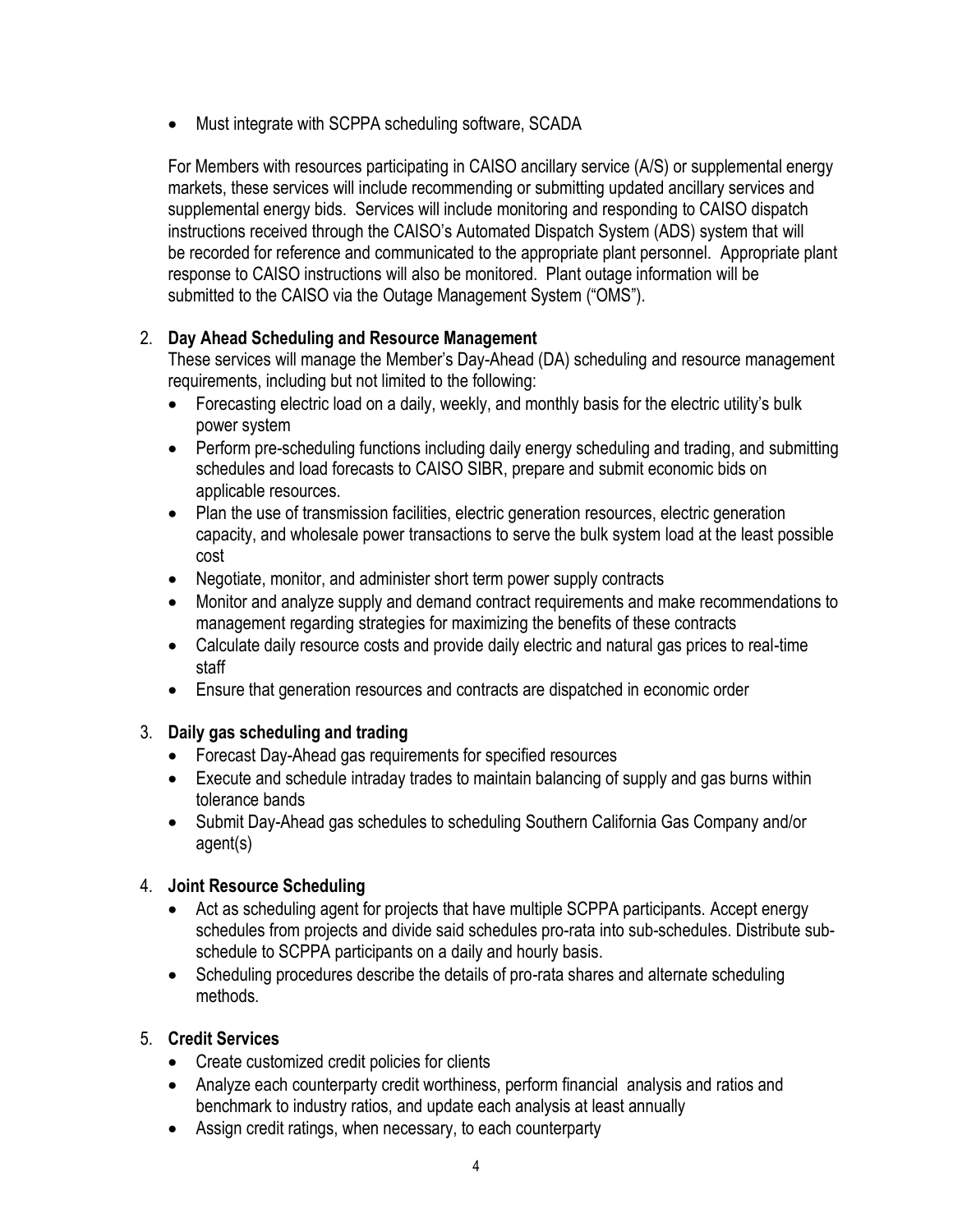- Must integrate with SCPPA scheduling software, SCADA

For Members with resources participating in CAISO ancillary service (A/S) or supplemental energy markets, these services will include recommending or submitting updated ancillary services and supplemental energy bids. Services will include monitoring and responding to CAISO dispatch instructions received through the CAISO's Automated Dispatch System (ADS) system that will be recorded for reference and communicated to the appropriate plant personnel. Appropriate plant response to CAISO instructions will also be monitored. Plant outage information will be submitted to the CAISO via the Outage Management System ("OMS").

2. **Day Ahead Scheduling and Resource Management**
   These services will manage the Member's Day-Ahead (DA) scheduling and resource management requirements, including but not limited to the following:
   - Forecasting electric load on a daily, weekly, and monthly basis for the electric utility's bulk power system
   - Perform pre-scheduling functions including daily energy scheduling and trading, and submitting schedules and load forecasts to CAISO SIBR, prepare and submit economic bids on applicable resources.
   - Plan the use of transmission facilities, electric generation resources, electric generation capacity, and wholesale power transactions to serve the bulk system load at the least possible cost
   - Negotiate, monitor, and administer short term power supply contracts
   - Monitor and analyze supply and demand contract requirements and make recommendations to management regarding strategies for maximizing the benefits of these contracts
   - Calculate daily resource costs and provide daily electric and natural gas prices to real-time staff
   - Ensure that generation resources and contracts are dispatched in economic order

3. **Daily gas scheduling and trading**
   - Forecast Day-Ahead gas requirements for specified resources
   - Execute and schedule intraday trades to maintain balancing of supply and gas burns within tolerance bands
   - Submit Day-Ahead gas schedules to scheduling Southern California Gas Company and/or agent(s)

4. **Joint Resource Scheduling**
   - Act as scheduling agent for projects that have multiple SCPPA participants. Accept energy schedules from projects and divide said schedules pro-rata into sub-schedules. Distribute sub-schedule to SCPPA participants on a daily and hourly basis.
   - Scheduling procedures describe the details of pro-rata shares and alternate scheduling methods.

5. **Credit Services**
   - Create customized credit policies for clients
   - Analyze each counterparty credit worthiness, perform financial analysis and ratios and benchmark to industry ratios, and update each analysis at least annually
   - Assign credit ratings, when necessary, to each counterparty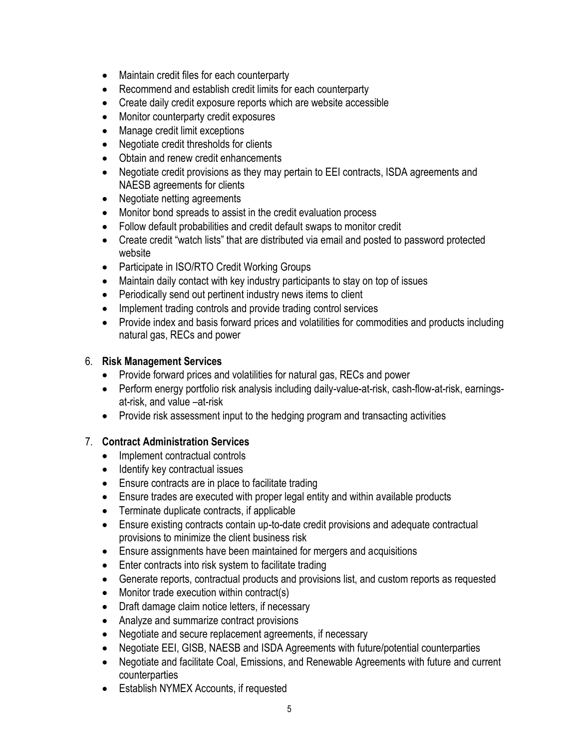- Maintain credit files for each counterparty
- Recommend and establish credit limits for each counterparty
- Create daily credit exposure reports which are website accessible
- Monitor counterparty credit exposures
- Manage credit limit exceptions
- Negotiate credit thresholds for clients
- Obtain and renew credit enhancements
- Negotiate credit provisions as they may pertain to EEI contracts, ISDA agreements and NAESB agreements for clients
- Negotiate netting agreements
- Monitor bond spreads to assist in the credit evaluation process
- Follow default probabilities and credit default swaps to monitor credit
- Create credit "watch lists" that are distributed via email and posted to password protected website
- Participate in ISO/RTO Credit Working Groups
- Maintain daily contact with key industry participants to stay on top of issues
- Periodically send out pertinent industry news items to client
- Implement trading controls and provide trading control services
- Provide index and basis forward prices and volatilities for commodities and products including natural gas, RECs and power

6. **Risk Management Services**
   - Provide forward prices and volatilities for natural gas, RECs and power
   - Perform energy portfolio risk analysis including daily-value-at-risk, cash-flow-at-risk, earnings-at-risk, and value –at-risk
   - Provide risk assessment input to the hedging program and transacting activities

7. **Contract Administration Services**
   - Implement contractual controls
   - Identify key contractual issues
   - Ensure contracts are in place to facilitate trading
   - Ensure trades are executed with proper legal entity and within available products
   - Terminate duplicate contracts, if applicable
   - Ensure existing contracts contain up-to-date credit provisions and adequate contractual provisions to minimize the client business risk
   - Ensure assignments have been maintained for mergers and acquisitions
   - Enter contracts into risk system to facilitate trading
   - Generate reports, contractual products and provisions list, and custom reports as requested
   - Monitor trade execution within contract(s)
   - Draft damage claim notice letters, if necessary
   - Analyze and summarize contract provisions
   - Negotiate and secure replacement agreements, if necessary
   - Negotiate EEI, GISB, NAESB and ISDA Agreements with future/potential counterparties
   - Negotiate and facilitate Coal, Emissions, and Renewable Agreements with future and current counterparties
   - Establish NYMEX Accounts, if requested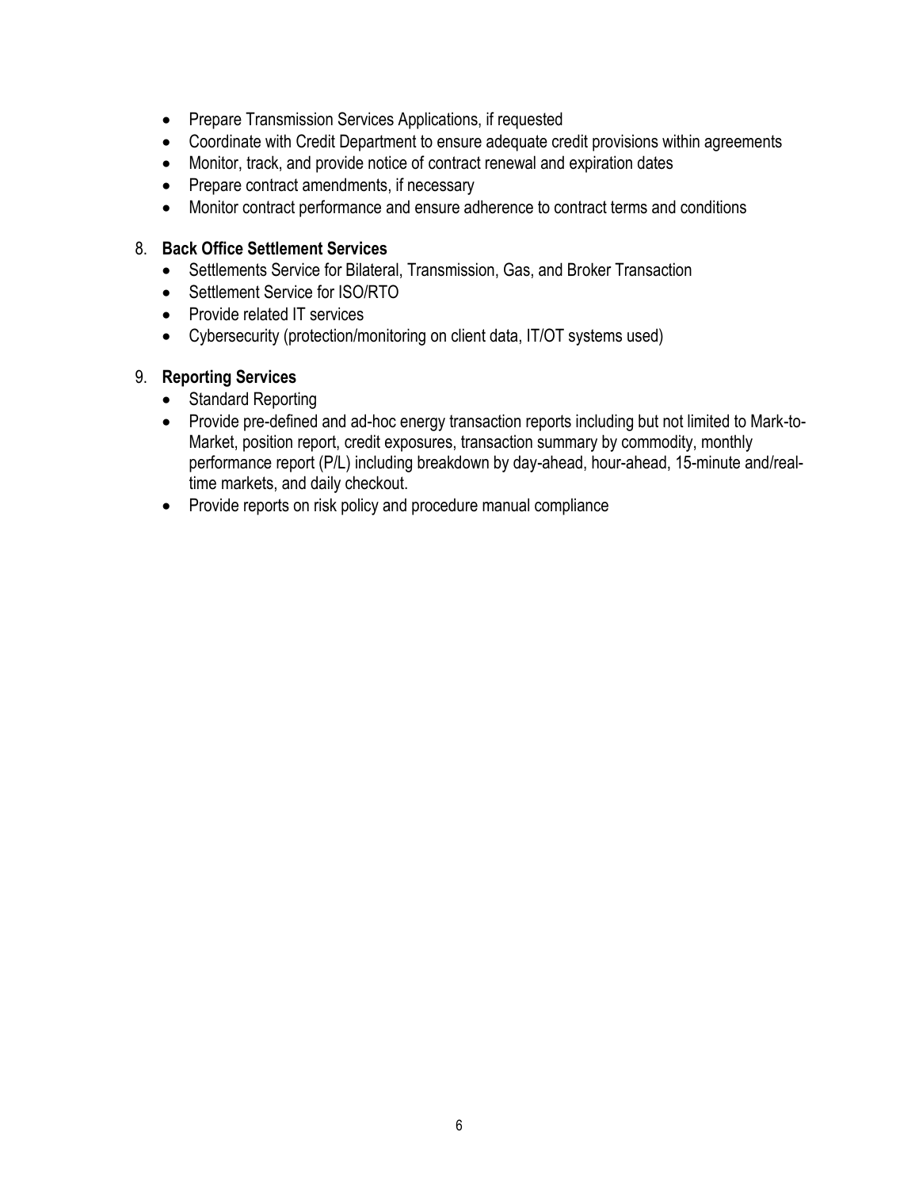- Prepare Transmission Services Applications, if requested
- Coordinate with Credit Department to ensure adequate credit provisions within agreements
- Monitor, track, and provide notice of contract renewal and expiration dates
- Prepare contract amendments, if necessary
- Monitor contract performance and ensure adherence to contract terms and conditions

8. **Back Office Settlement Services**
   - Settlements Service for Bilateral, Transmission, Gas, and Broker Transaction
   - Settlement Service for ISO/RTO
   - Provide related IT services
   - Cybersecurity (protection/monitoring on client data, IT/OT systems used)

9. **Reporting Services**
   - Standard Reporting
   - Provide pre-defined and ad-hoc energy transaction reports including but not limited to Mark-to-Market, position report, credit exposures, transaction summary by commodity, monthly performance report (P/L) including breakdown by day-ahead, hour-ahead, 15-minute and/real-time markets, and daily checkout.
   - Provide reports on risk policy and procedure manual compliance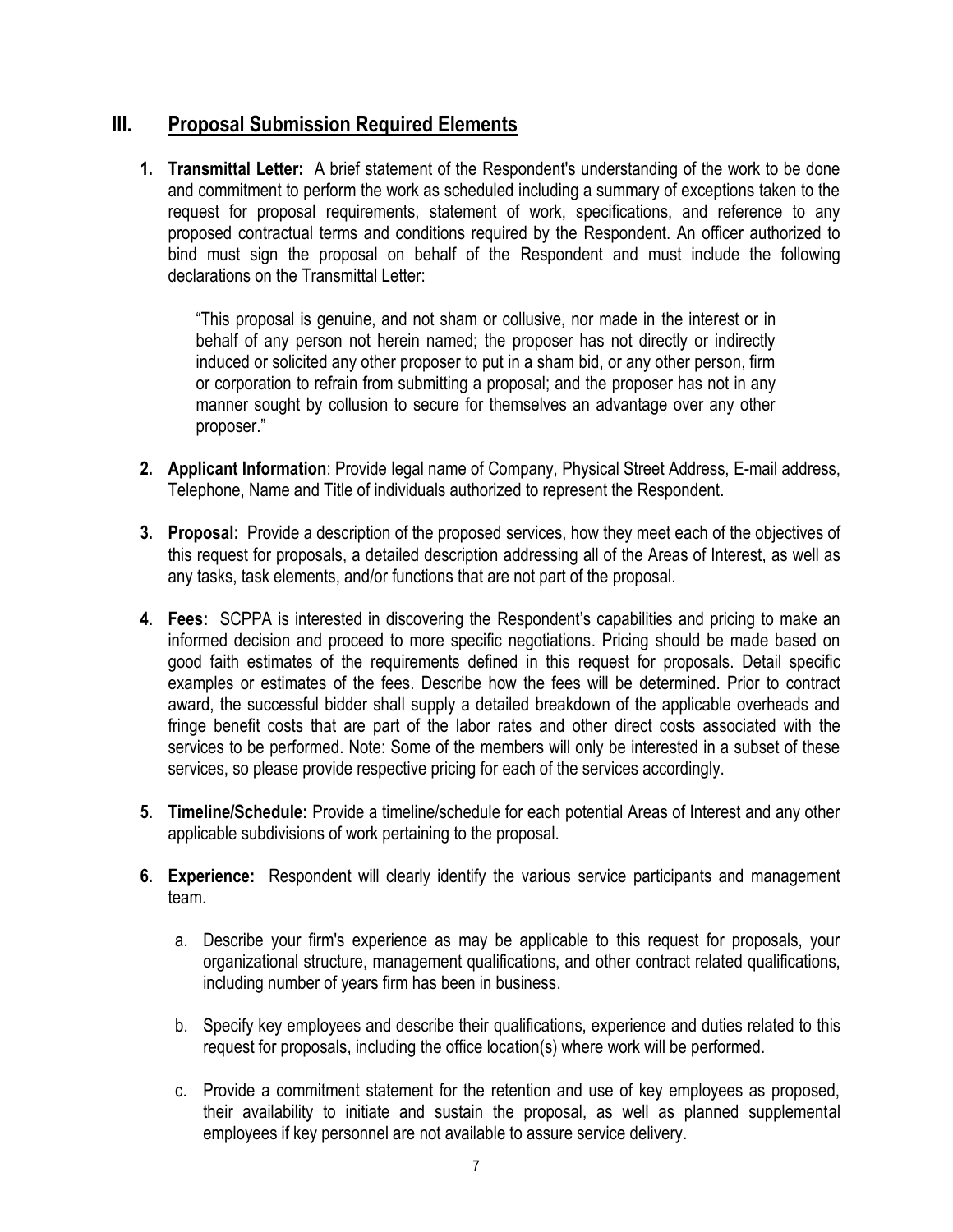## III. Proposal Submission Required Elements

1. **Transmittal Letter:** A brief statement of the Respondent's understanding of the work to be done and commitment to perform the work as scheduled including a summary of exceptions taken to the request for proposal requirements, statement of work, specifications, and reference to any proposed contractual terms and conditions required by the Respondent. An officer authorized to bind must sign the proposal on behalf of the Respondent and must include the following declarations on the Transmittal Letter:

   > "This proposal is genuine, and not sham or collusive, nor made in the interest or in behalf of any person not herein named; the proposer has not directly or indirectly induced or solicited any other proposer to put in a sham bid, or any other person, firm or corporation to refrain from submitting a proposal; and the proposer has not in any manner sought by collusion to secure for themselves an advantage over any other proposer."

2. **Applicant Information**: Provide legal name of Company, Physical Street Address, E-mail address, Telephone, Name and Title of individuals authorized to represent the Respondent.

3. **Proposal:** Provide a description of the proposed services, how they meet each of the objectives of this request for proposals, a detailed description addressing all of the Areas of Interest, as well as any tasks, task elements, and/or functions that are not part of the proposal.

4. **Fees:** SCPPA is interested in discovering the Respondent's capabilities and pricing to make an informed decision and proceed to more specific negotiations. Pricing should be made based on good faith estimates of the requirements defined in this request for proposals. Detail specific examples or estimates of the fees. Describe how the fees will be determined. Prior to contract award, the successful bidder shall supply a detailed breakdown of the applicable overheads and fringe benefit costs that are part of the labor rates and other direct costs associated with the services to be performed. Note: Some of the members will only be interested in a subset of these services, so please provide respective pricing for each of the services accordingly.

5. **Timeline/Schedule:** Provide a timeline/schedule for each potential Areas of Interest and any other applicable subdivisions of work pertaining to the proposal.

6. **Experience:** Respondent will clearly identify the various service participants and management team.

   a. Describe your firm's experience as may be applicable to this request for proposals, your organizational structure, management qualifications, and other contract related qualifications, including number of years firm has been in business.

   b. Specify key employees and describe their qualifications, experience and duties related to this request for proposals, including the office location(s) where work will be performed.

   c. Provide a commitment statement for the retention and use of key employees as proposed, their availability to initiate and sustain the proposal, as well as planned supplemental employees if key personnel are not available to assure service delivery.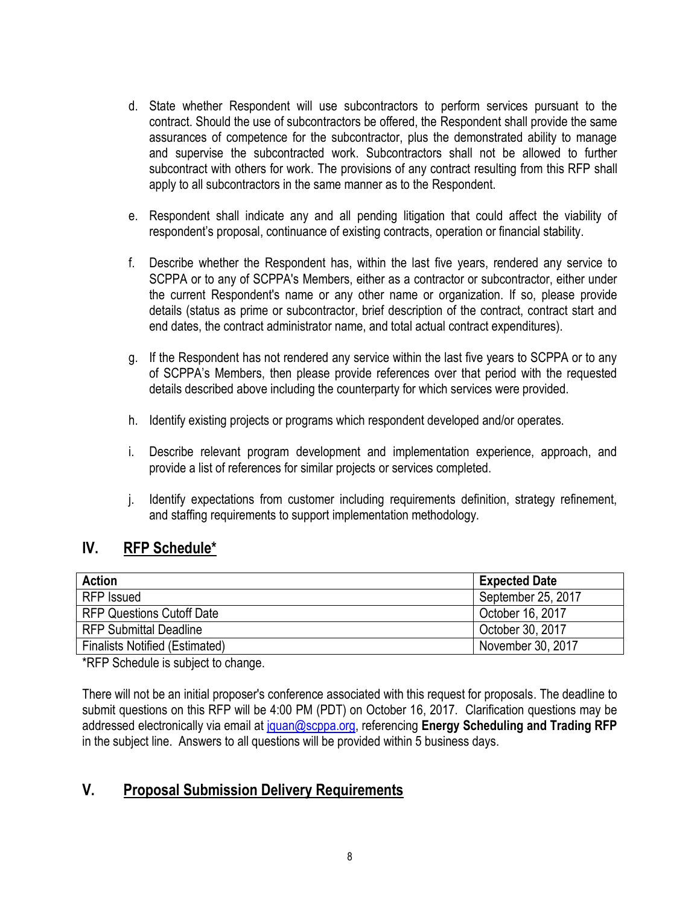d. State whether Respondent will use subcontractors to perform services pursuant to the contract. Should the use of subcontractors be offered, the Respondent shall provide the same assurances of competence for the subcontractor, plus the demonstrated ability to manage and supervise the subcontracted work. Subcontractors shall not be allowed to further subcontract with others for work. The provisions of any contract resulting from this RFP shall apply to all subcontractors in the same manner as to the Respondent.

e. Respondent shall indicate any and all pending litigation that could affect the viability of respondent's proposal, continuance of existing contracts, operation or financial stability.

f. Describe whether the Respondent has, within the last five years, rendered any service to SCPPA or to any of SCPPA's Members, either as a contractor or subcontractor, either under the current Respondent's name or any other name or organization. If so, please provide details (status as prime or subcontractor, brief description of the contract, contract start and end dates, the contract administrator name, and total actual contract expenditures).

g. If the Respondent has not rendered any service within the last five years to SCPPA or to any of SCPPA's Members, then please provide references over that period with the requested details described above including the counterparty for which services were provided.

h. Identify existing projects or programs which respondent developed and/or operates.

i. Describe relevant program development and implementation experience, approach, and provide a list of references for similar projects or services completed.

j. Identify expectations from customer including requirements definition, strategy refinement, and staffing requirements to support implementation methodology.

## IV. RFP Schedule*

| Action | Expected Date |
|---|---|
| RFP Issued | September 25, 2017 |
| RFP Questions Cutoff Date | October 16, 2017 |
| RFP Submittal Deadline | October 30, 2017 |
| Finalists Notified (Estimated) | November 30, 2017 |

*RFP Schedule is subject to change.

There will not be an initial proposer's conference associated with this request for proposals. The deadline to submit questions on this RFP will be 4:00 PM (PDT) on October 16, 2017. Clarification questions may be addressed electronically via email at jquan@scppa.org, referencing **Energy Scheduling and Trading RFP** in the subject line. Answers to all questions will be provided within 5 business days.

## V. Proposal Submission Delivery Requirements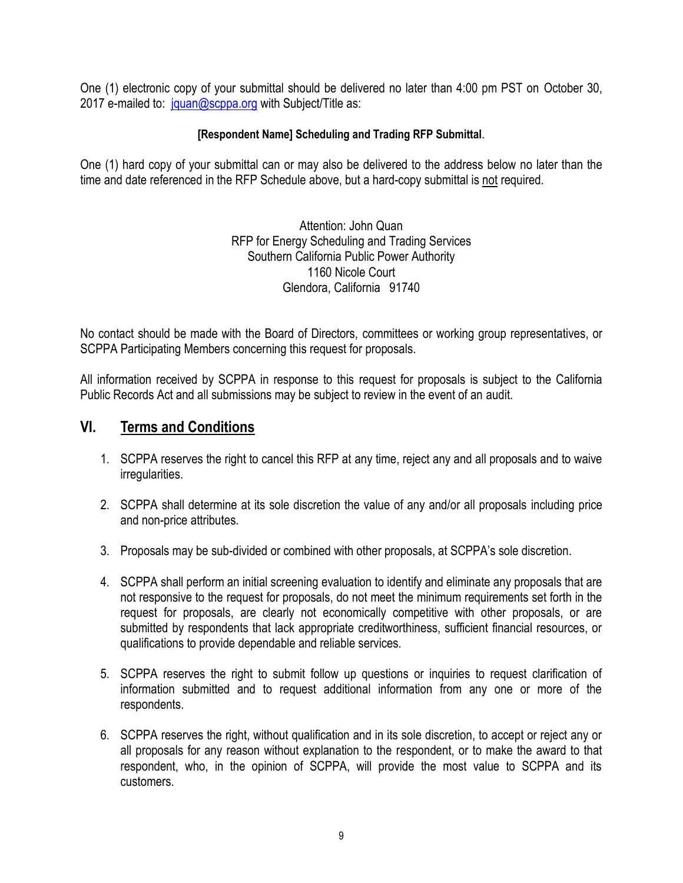One (1) electronic copy of your submittal should be delivered no later than 4:00 pm PST on October 30, 2017 e-mailed to: jquan@scppa.org with Subject/Title as:

**[Respondent Name] Scheduling and Trading RFP Submittal**.

One (1) hard copy of your submittal can or may also be delivered to the address below no later than the time and date referenced in the RFP Schedule above, but a hard-copy submittal is not required.

Attention: John Quan
RFP for Energy Scheduling and Trading Services
Southern California Public Power Authority
1160 Nicole Court
Glendora, California 91740

No contact should be made with the Board of Directors, committees or working group representatives, or SCPPA Participating Members concerning this request for proposals.

All information received by SCPPA in response to this request for proposals is subject to the California Public Records Act and all submissions may be subject to review in the event of an audit.

## VI. Terms and Conditions

1. SCPPA reserves the right to cancel this RFP at any time, reject any and all proposals and to waive irregularities.

2. SCPPA shall determine at its sole discretion the value of any and/or all proposals including price and non-price attributes.

3. Proposals may be sub-divided or combined with other proposals, at SCPPA's sole discretion.

4. SCPPA shall perform an initial screening evaluation to identify and eliminate any proposals that are not responsive to the request for proposals, do not meet the minimum requirements set forth in the request for proposals, are clearly not economically competitive with other proposals, or are submitted by respondents that lack appropriate creditworthiness, sufficient financial resources, or qualifications to provide dependable and reliable services.

5. SCPPA reserves the right to submit follow up questions or inquiries to request clarification of information submitted and to request additional information from any one or more of the respondents.

6. SCPPA reserves the right, without qualification and in its sole discretion, to accept or reject any or all proposals for any reason without explanation to the respondent, or to make the award to that respondent, who, in the opinion of SCPPA, will provide the most value to SCPPA and its customers.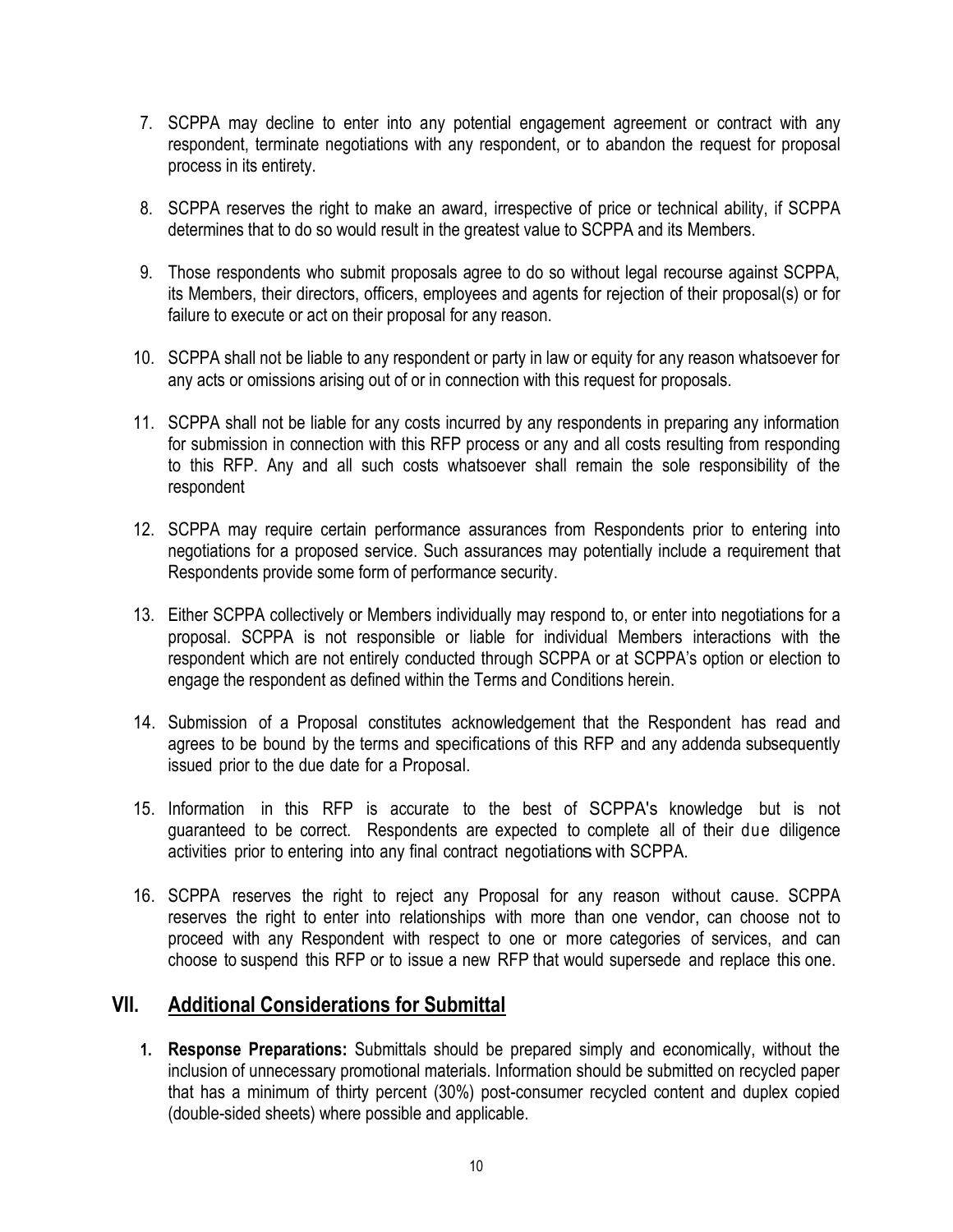7. SCPPA may decline to enter into any potential engagement agreement or contract with any respondent, terminate negotiations with any respondent, or to abandon the request for proposal process in its entirety.

8. SCPPA reserves the right to make an award, irrespective of price or technical ability, if SCPPA determines that to do so would result in the greatest value to SCPPA and its Members.

9. Those respondents who submit proposals agree to do so without legal recourse against SCPPA, its Members, their directors, officers, employees and agents for rejection of their proposal(s) or for failure to execute or act on their proposal for any reason.

10. SCPPA shall not be liable to any respondent or party in law or equity for any reason whatsoever for any acts or omissions arising out of or in connection with this request for proposals.

11. SCPPA shall not be liable for any costs incurred by any respondents in preparing any information for submission in connection with this RFP process or any and all costs resulting from responding to this RFP. Any and all such costs whatsoever shall remain the sole responsibility of the respondent

12. SCPPA may require certain performance assurances from Respondents prior to entering into negotiations for a proposed service. Such assurances may potentially include a requirement that Respondents provide some form of performance security.

13. Either SCPPA collectively or Members individually may respond to, or enter into negotiations for a proposal. SCPPA is not responsible or liable for individual Members interactions with the respondent which are not entirely conducted through SCPPA or at SCPPA's option or election to engage the respondent as defined within the Terms and Conditions herein.

14. Submission of a Proposal constitutes acknowledgement that the Respondent has read and agrees to be bound by the terms and specifications of this RFP and any addenda subsequently issued prior to the due date for a Proposal.

15. Information in this RFP is accurate to the best of SCPPA's knowledge but is not guaranteed to be correct. Respondents are expected to complete all of their due diligence activities prior to entering into any final contract negotiations with SCPPA.

16. SCPPA reserves the right to reject any Proposal for any reason without cause. SCPPA reserves the right to enter into relationships with more than one vendor, can choose not to proceed with any Respondent with respect to one or more categories of services, and can choose to suspend this RFP or to issue a new RFP that would supersede and replace this one.

## VII. Additional Considerations for Submittal

1. **Response Preparations:** Submittals should be prepared simply and economically, without the inclusion of unnecessary promotional materials. Information should be submitted on recycled paper that has a minimum of thirty percent (30%) post-consumer recycled content and duplex copied (double-sided sheets) where possible and applicable.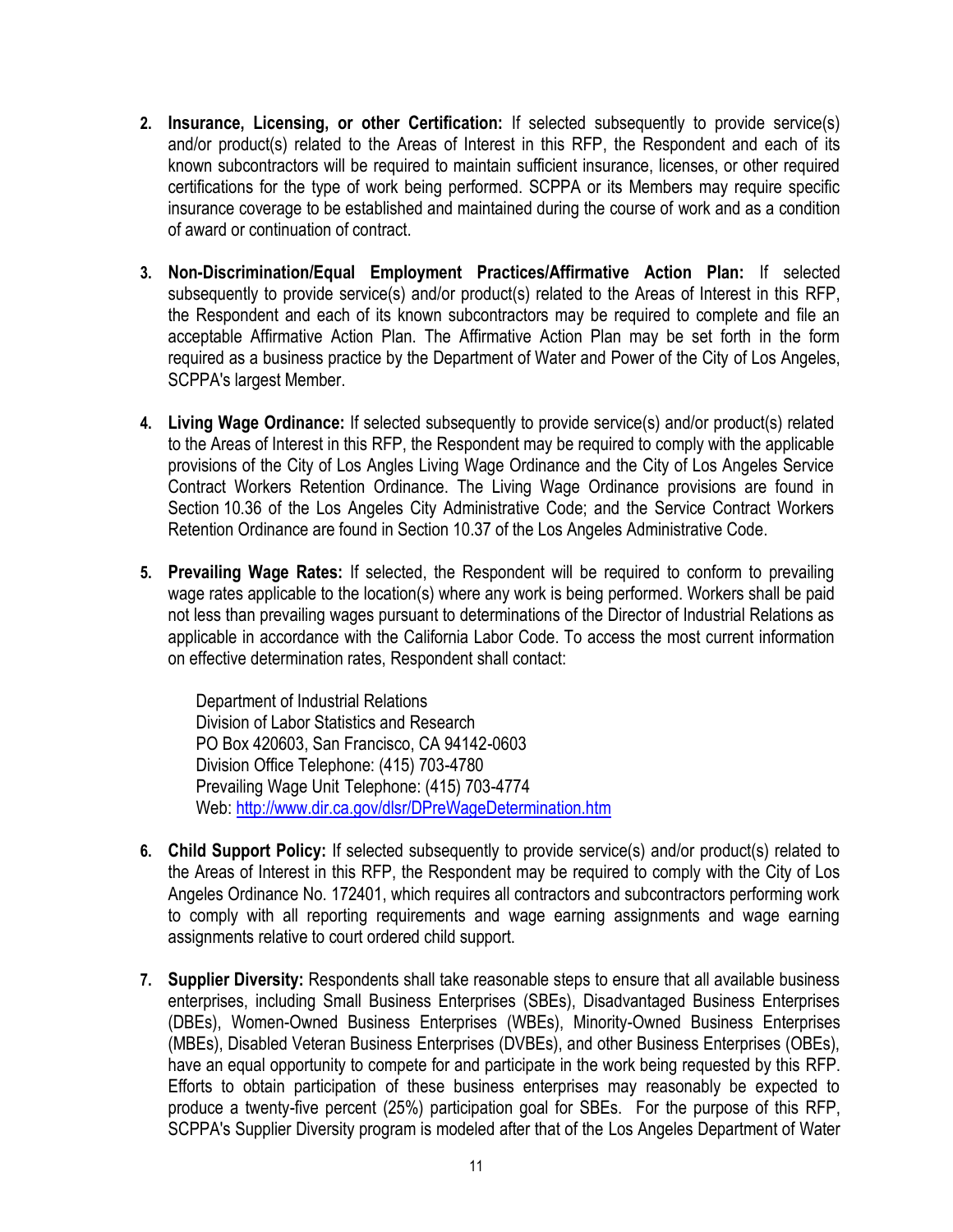2. **Insurance, Licensing, or other Certification:** If selected subsequently to provide service(s) and/or product(s) related to the Areas of Interest in this RFP, the Respondent and each of its known subcontractors will be required to maintain sufficient insurance, licenses, or other required certifications for the type of work being performed. SCPPA or its Members may require specific insurance coverage to be established and maintained during the course of work and as a condition of award or continuation of contract.

3. **Non-Discrimination/Equal Employment Practices/Affirmative Action Plan:** If selected subsequently to provide service(s) and/or product(s) related to the Areas of Interest in this RFP, the Respondent and each of its known subcontractors may be required to complete and file an acceptable Affirmative Action Plan. The Affirmative Action Plan may be set forth in the form required as a business practice by the Department of Water and Power of the City of Los Angeles, SCPPA's largest Member.

4. **Living Wage Ordinance:** If selected subsequently to provide service(s) and/or product(s) related to the Areas of Interest in this RFP, the Respondent may be required to comply with the applicable provisions of the City of Los Angles Living Wage Ordinance and the City of Los Angeles Service Contract Workers Retention Ordinance. The Living Wage Ordinance provisions are found in Section 10.36 of the Los Angeles City Administrative Code; and the Service Contract Workers Retention Ordinance are found in Section 10.37 of the Los Angeles Administrative Code.

5. **Prevailing Wage Rates:** If selected, the Respondent will be required to conform to prevailing wage rates applicable to the location(s) where any work is being performed. Workers shall be paid not less than prevailing wages pursuant to determinations of the Director of Industrial Relations as applicable in accordance with the California Labor Code. To access the most current information on effective determination rates, Respondent shall contact:

   Department of Industrial Relations
   Division of Labor Statistics and Research
   PO Box 420603, San Francisco, CA 94142-0603
   Division Office Telephone: (415) 703-4780
   Prevailing Wage Unit Telephone: (415) 703-4774
   Web: [http://www.dir.ca.gov/dlsr/DPreWageDetermination.htm](http://www.dir.ca.gov/dlsr/DPreWageDetermination.htm)

6. **Child Support Policy:** If selected subsequently to provide service(s) and/or product(s) related to the Areas of Interest in this RFP, the Respondent may be required to comply with the City of Los Angeles Ordinance No. 172401, which requires all contractors and subcontractors performing work to comply with all reporting requirements and wage earning assignments and wage earning assignments relative to court ordered child support.

7. **Supplier Diversity:** Respondents shall take reasonable steps to ensure that all available business enterprises, including Small Business Enterprises (SBEs), Disadvantaged Business Enterprises (DBEs), Women-Owned Business Enterprises (WBEs), Minority-Owned Business Enterprises (MBEs), Disabled Veteran Business Enterprises (DVBEs), and other Business Enterprises (OBEs), have an equal opportunity to compete for and participate in the work being requested by this RFP. Efforts to obtain participation of these business enterprises may reasonably be expected to produce a twenty-five percent (25%) participation goal for SBEs. For the purpose of this RFP, SCPPA's Supplier Diversity program is modeled after that of the Los Angeles Department of Water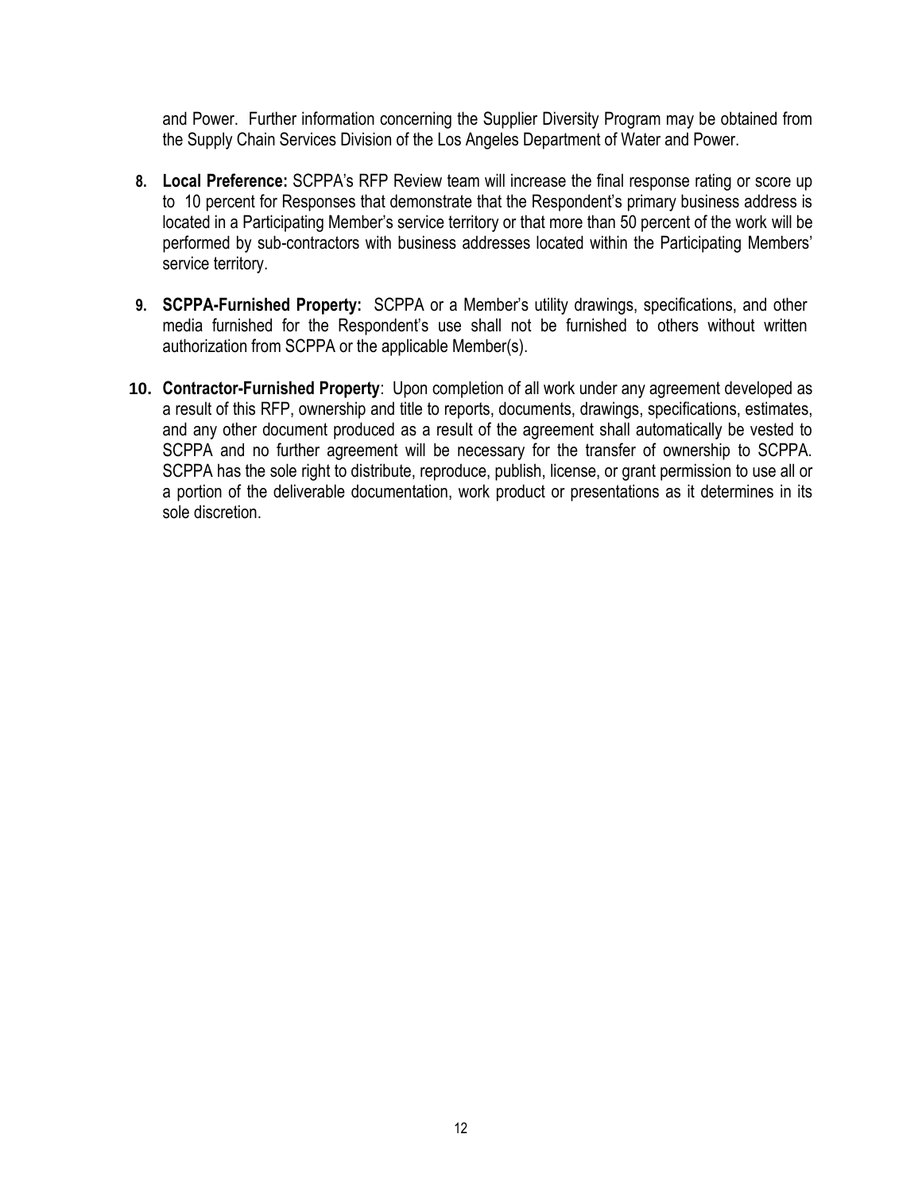and Power. Further information concerning the Supplier Diversity Program may be obtained from the Supply Chain Services Division of the Los Angeles Department of Water and Power.

8. **Local Preference:** SCPPA's RFP Review team will increase the final response rating or score up to 10 percent for Responses that demonstrate that the Respondent's primary business address is located in a Participating Member's service territory or that more than 50 percent of the work will be performed by sub-contractors with business addresses located within the Participating Members' service territory.

9. **SCPPA-Furnished Property:** SCPPA or a Member's utility drawings, specifications, and other media furnished for the Respondent's use shall not be furnished to others without written authorization from SCPPA or the applicable Member(s).

10. **Contractor-Furnished Property**: Upon completion of all work under any agreement developed as a result of this RFP, ownership and title to reports, documents, drawings, specifications, estimates, and any other document produced as a result of the agreement shall automatically be vested to SCPPA and no further agreement will be necessary for the transfer of ownership to SCPPA. SCPPA has the sole right to distribute, reproduce, publish, license, or grant permission to use all or a portion of the deliverable documentation, work product or presentations as it determines in its sole discretion.